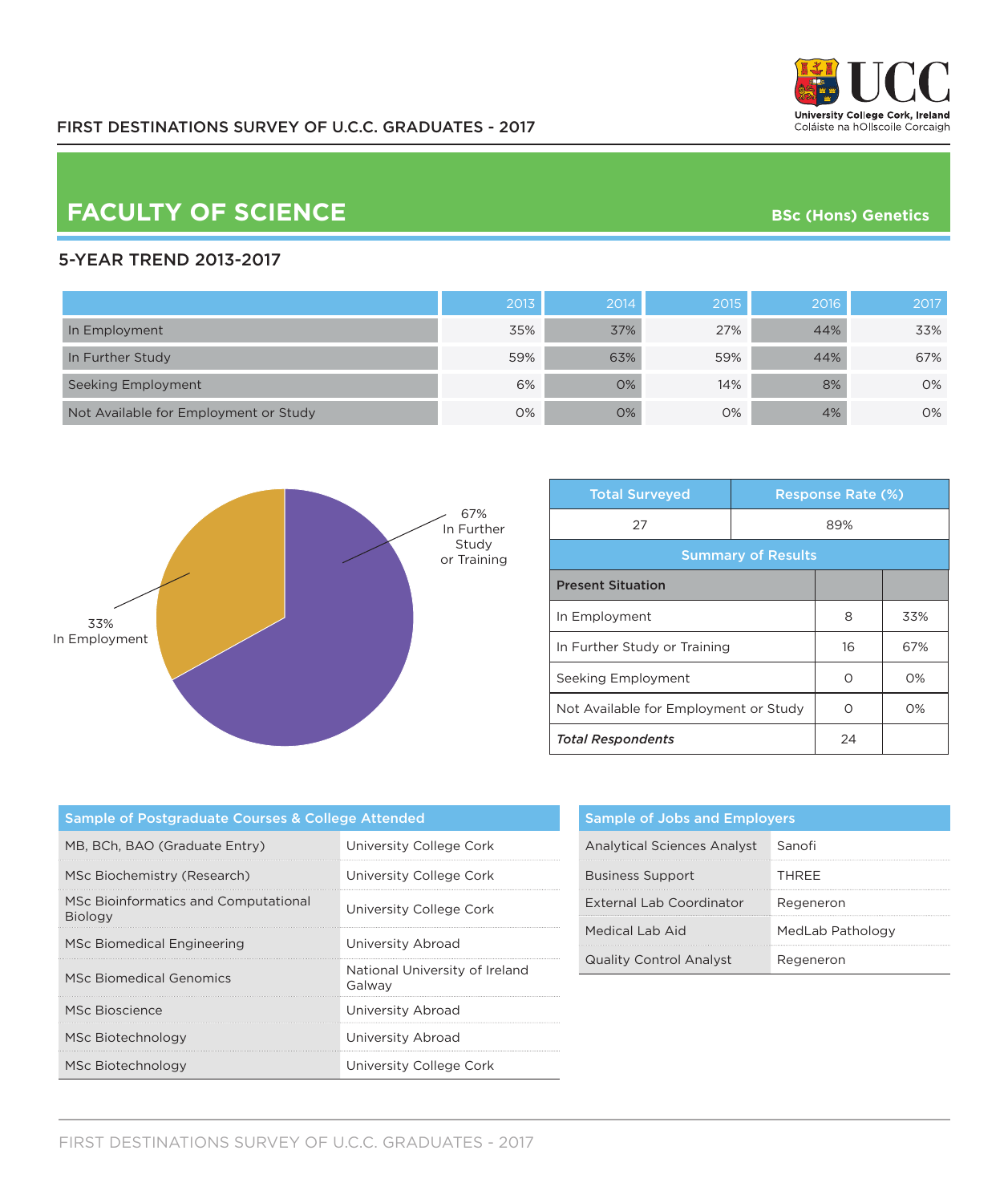FIRST DESTINATIONS SURVEY OF U.C.C. GRADUATES - 2017

University College Cork, Ireland
Coláiste na hOllscoile Corcaigh

# FACULTY OF SCIENCE

**BSc (Hons) Genetics**

## 5-YEAR TREND 2013-2017

| | 2013 | 2014 | 2015 | 2016 | 2017 |
|---|---|---|---|---|---|
| In Employment | 35% | 37% | 27% | 44% | 33% |
| In Further Study | 59% | 63% | 59% | 44% | 67% |
| Seeking Employment | 6% | 0% | 14% | 8% | 0% |
| Not Available for Employment or Study | 0% | 0% | 0% | 4% | 0% |

67% In Further Study or Training

33% In Employment

| Total Surveyed | Response Rate (%) |
|---|---|
| 27 | 89% |

**Summary of Results**

| Present Situation | | |
|---|---|---|
| In Employment | 8 | 33% |
| In Further Study or Training | 16 | 67% |
| Seeking Employment | 0 | 0% |
| Not Available for Employment or Study | 0 | 0% |
| ***Total Respondents*** | 24 | |

**Sample of Postgraduate Courses & College Attended**

| Course | College |
|---|---|
| MB, BCh, BAO (Graduate Entry) | University College Cork |
| MSc Biochemistry (Research) | University College Cork |
| MSc Bioinformatics and Computational Biology | University College Cork |
| MSc Biomedical Engineering | University Abroad |
| MSc Biomedical Genomics | National University of Ireland Galway |
| MSc Bioscience | University Abroad |
| MSc Biotechnology | University Abroad |
| MSc Biotechnology | University College Cork |

**Sample of Jobs and Employers**

| Job | Employer |
|---|---|
| Analytical Sciences Analyst | Sanofi |
| Business Support | THREE |
| External Lab Coordinator | Regeneron |
| Medical Lab Aid | MedLab Pathology |
| Quality Control Analyst | Regeneron |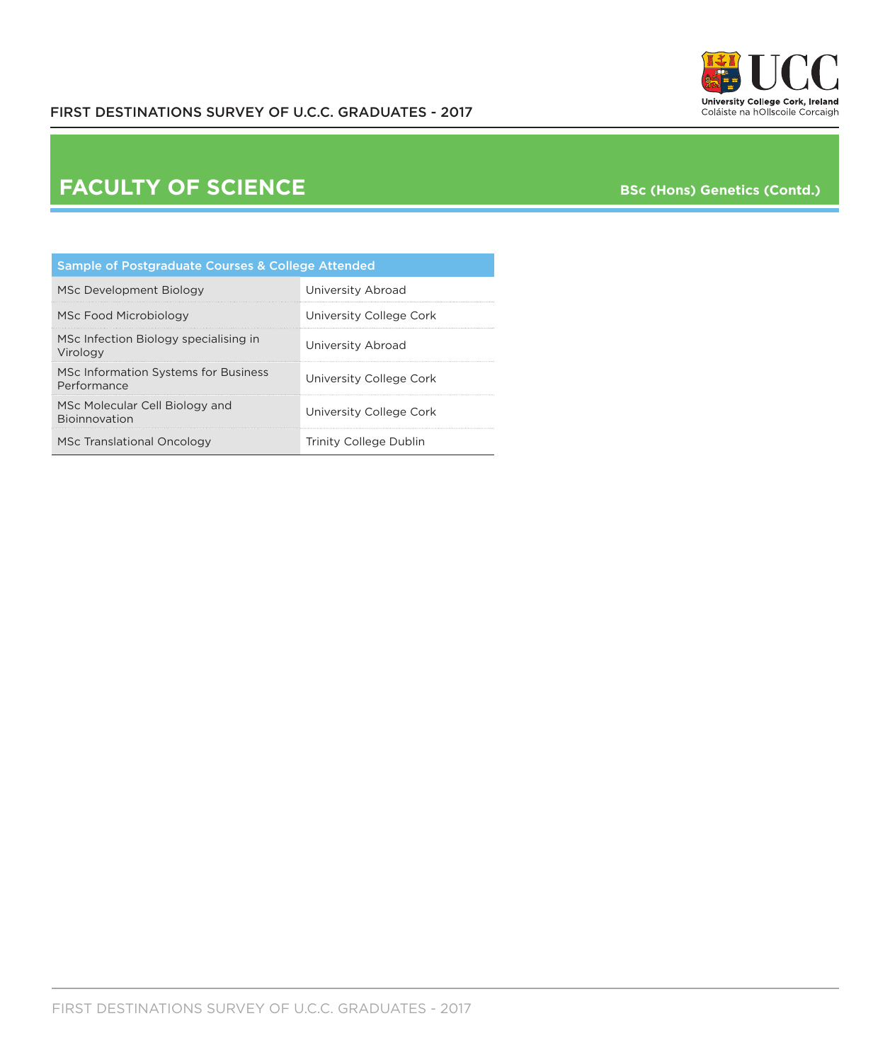# FACULTY OF SCIENCE

**BSc (Hons) Genetics (Contd.)**

| Sample of Postgraduate Courses & College Attended | |
| --- | --- |
| MSc Development Biology | University Abroad |
| MSc Food Microbiology | University College Cork |
| MSc Infection Biology specialising in Virology | University Abroad |
| MSc Information Systems for Business Performance | University College Cork |
| MSc Molecular Cell Biology and Bioinnovation | University College Cork |
| MSc Translational Oncology | Trinity College Dublin |